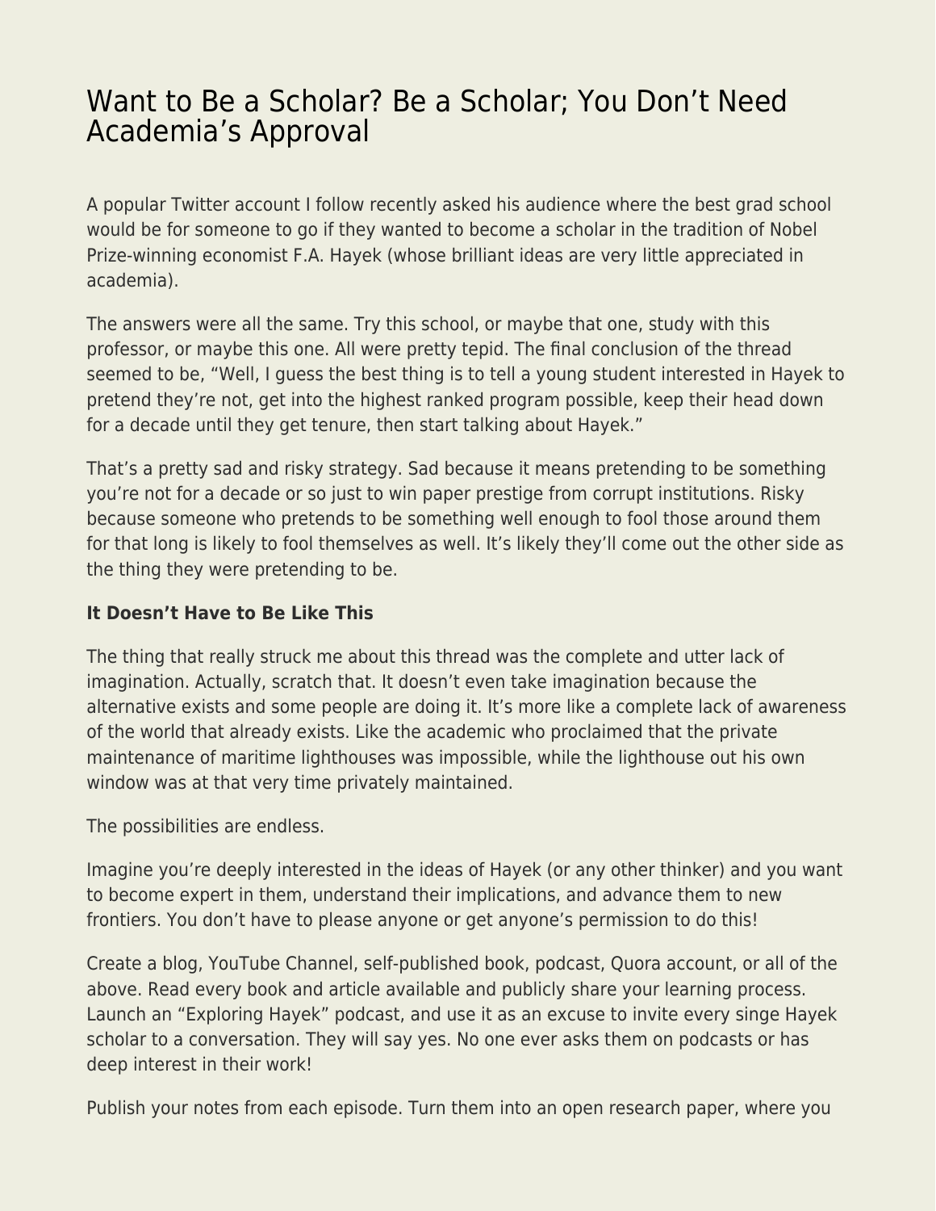# Want to Be a Scholar? Be a Scholar; You Don't Need Academia's Approval

A popular Twitter account I follow recently asked his audience where the best grad school would be for someone to go if they wanted to become a scholar in the tradition of Nobel Prize-winning economist F.A. Hayek (whose brilliant ideas are very little appreciated in academia).

The answers were all the same. Try this school, or maybe that one, study with this professor, or maybe this one. All were pretty tepid. The final conclusion of the thread seemed to be, "Well, I guess the best thing is to tell a young student interested in Hayek to pretend they're not, get into the highest ranked program possible, keep their head down for a decade until they get tenure, then start talking about Hayek."

That's a pretty sad and risky strategy. Sad because it means pretending to be something you're not for a decade or so just to win paper prestige from corrupt institutions. Risky because someone who pretends to be something well enough to fool those around them for that long is likely to fool themselves as well. It's likely they'll come out the other side as the thing they were pretending to be.

**It Doesn't Have to Be Like This**

The thing that really struck me about this thread was the complete and utter lack of imagination. Actually, scratch that. It doesn't even take imagination because the alternative exists and some people are doing it. It's more like a complete lack of awareness of the world that already exists. Like the academic who proclaimed that the private maintenance of maritime lighthouses was impossible, while the lighthouse out his own window was at that very time privately maintained.

The possibilities are endless.

Imagine you're deeply interested in the ideas of Hayek (or any other thinker) and you want to become expert in them, understand their implications, and advance them to new frontiers. You don't have to please anyone or get anyone's permission to do this!

Create a blog, YouTube Channel, self-published book, podcast, Quora account, or all of the above. Read every book and article available and publicly share your learning process. Launch an "Exploring Hayek" podcast, and use it as an excuse to invite every singe Hayek scholar to a conversation. They will say yes. No one ever asks them on podcasts or has deep interest in their work!

Publish your notes from each episode. Turn them into an open research paper, where you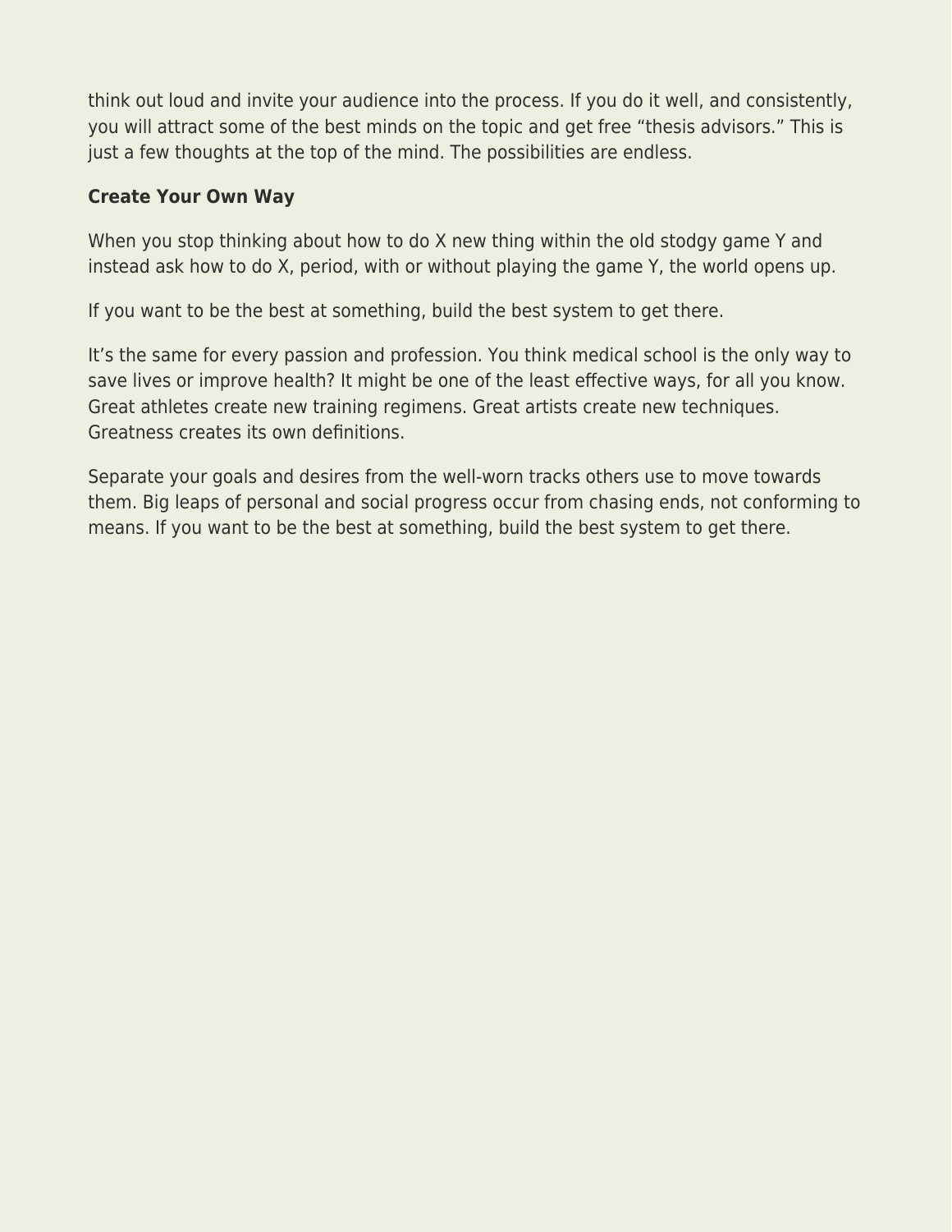think out loud and invite your audience into the process. If you do it well, and consistently, you will attract some of the best minds on the topic and get free "thesis advisors." This is just a few thoughts at the top of the mind. The possibilities are endless.

**Create Your Own Way**

When you stop thinking about how to do X new thing within the old stodgy game Y and instead ask how to do X, period, with or without playing the game Y, the world opens up.

If you want to be the best at something, build the best system to get there.

It's the same for every passion and profession. You think medical school is the only way to save lives or improve health? It might be one of the least effective ways, for all you know. Great athletes create new training regimens. Great artists create new techniques. Greatness creates its own definitions.

Separate your goals and desires from the well-worn tracks others use to move towards them. Big leaps of personal and social progress occur from chasing ends, not conforming to means. If you want to be the best at something, build the best system to get there.